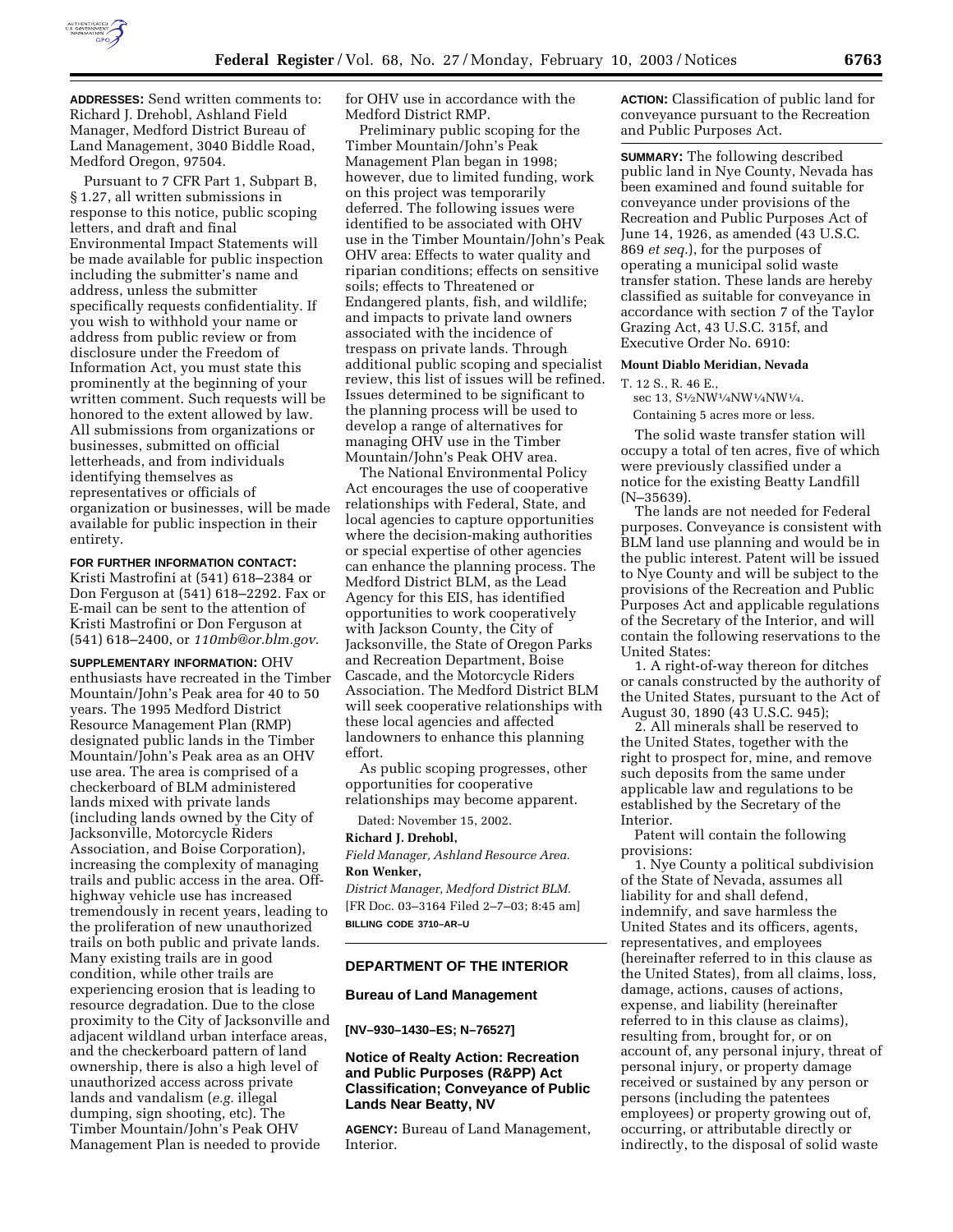**ADDRESSES:** Send written comments to: Richard J. Drehobl, Ashland Field Manager, Medford District Bureau of Land Management, 3040 Biddle Road, Medford Oregon, 97504.

Pursuant to 7 CFR Part 1, Subpart B, § 1.27, all written submissions in response to this notice, public scoping letters, and draft and final Environmental Impact Statements will be made available for public inspection including the submitter's name and address, unless the submitter specifically requests confidentiality. If you wish to withhold your name or address from public review or from disclosure under the Freedom of Information Act, you must state this prominently at the beginning of your written comment. Such requests will be honored to the extent allowed by law. All submissions from organizations or businesses, submitted on official letterheads, and from individuals identifying themselves as representatives or officials of organization or businesses, will be made available for public inspection in their entirety.

**FOR FURTHER INFORMATION CONTACT:** Kristi Mastrofini at (541) 618–2384 or Don Ferguson at (541) 618–2292. Fax or E-mail can be sent to the attention of Kristi Mastrofini or Don Ferguson at (541) 618–2400, or *110mb@or.blm.gov*.

**SUPPLEMENTARY INFORMATION:** OHV enthusiasts have recreated in the Timber Mountain/John's Peak area for 40 to 50 years. The 1995 Medford District Resource Management Plan (RMP) designated public lands in the Timber Mountain/John's Peak area as an OHV use area. The area is comprised of a checkerboard of BLM administered lands mixed with private lands (including lands owned by the City of Jacksonville, Motorcycle Riders Association, and Boise Corporation), increasing the complexity of managing trails and public access in the area. Off-highway vehicle use has increased tremendously in recent years, leading to the proliferation of new unauthorized trails on both public and private lands. Many existing trails are in good condition, while other trails are experiencing erosion that is leading to resource degradation. Due to the close proximity to the City of Jacksonville and adjacent wildland urban interface areas, and the checkerboard pattern of land ownership, there is also a high level of unauthorized access across private lands and vandalism (*e.g.* illegal dumping, sign shooting, etc). The Timber Mountain/John's Peak OHV Management Plan is needed to provide for OHV use in accordance with the Medford District RMP.

Preliminary public scoping for the Timber Mountain/John's Peak Management Plan began in 1998; however, due to limited funding, work on this project was temporarily deferred. The following issues were identified to be associated with OHV use in the Timber Mountain/John's Peak OHV area: Effects to water quality and riparian conditions; effects on sensitive soils; effects to Threatened or Endangered plants, fish, and wildlife; and impacts to private land owners associated with the incidence of trespass on private lands. Through additional public scoping and specialist review, this list of issues will be refined. Issues determined to be significant to the planning process will be used to develop a range of alternatives for managing OHV use in the Timber Mountain/John's Peak OHV area.

The National Environmental Policy Act encourages the use of cooperative relationships with Federal, State, and local agencies to capture opportunities where the decision-making authorities or special expertise of other agencies can enhance the planning process. The Medford District BLM, as the Lead Agency for this EIS, has identified opportunities to work cooperatively with Jackson County, the City of Jacksonville, the State of Oregon Parks and Recreation Department, Boise Cascade, and the Motorcycle Riders Association. The Medford District BLM will seek cooperative relationships with these local agencies and affected landowners to enhance this planning effort.

As public scoping progresses, other opportunities for cooperative relationships may become apparent.

Dated: November 15, 2002.

**Richard J. Drehobl,**

*Field Manager, Ashland Resource Area.*

**Ron Wenker,**

*District Manager, Medford District BLM.*

[FR Doc. 03–3164 Filed 2–7–03; 8:45 am]

**BILLING CODE 3710–AR–U**

## DEPARTMENT OF THE INTERIOR

### Bureau of Land Management

**[NV–930–1430–ES; N–76527]**

### Notice of Realty Action: Recreation and Public Purposes (R&PP) Act Classification; Conveyance of Public Lands Near Beatty, NV

**AGENCY:** Bureau of Land Management, Interior.

**ACTION:** Classification of public land for conveyance pursuant to the Recreation and Public Purposes Act.

**SUMMARY:** The following described public land in Nye County, Nevada has been examined and found suitable for conveyance under provisions of the Recreation and Public Purposes Act of June 14, 1926, as amended (43 U.S.C. 869 *et seq.*), for the purposes of operating a municipal solid waste transfer station. These lands are hereby classified as suitable for conveyance in accordance with section 7 of the Taylor Grazing Act, 43 U.S.C. 315f, and Executive Order No. 6910:

**Mount Diablo Meridian, Nevada**

T. 12 S., R. 46 E.,
sec 13, S½NW¼NW¼NW¼.

Containing 5 acres more or less.

The solid waste transfer station will occupy a total of ten acres, five of which were previously classified under a notice for the existing Beatty Landfill (N–35639).

The lands are not needed for Federal purposes. Conveyance is consistent with BLM land use planning and would be in the public interest. Patent will be issued to Nye County and will be subject to the provisions of the Recreation and Public Purposes Act and applicable regulations of the Secretary of the Interior, and will contain the following reservations to the United States:

1. A right-of-way thereon for ditches or canals constructed by the authority of the United States, pursuant to the Act of August 30, 1890 (43 U.S.C. 945);

2. All minerals shall be reserved to the United States, together with the right to prospect for, mine, and remove such deposits from the same under applicable law and regulations to be established by the Secretary of the Interior.

Patent will contain the following provisions:

1. Nye County a political subdivision of the State of Nevada, assumes all liability for and shall defend, indemnify, and save harmless the United States and its officers, agents, representatives, and employees (hereinafter referred to in this clause as the United States), from all claims, loss, damage, actions, causes of actions, expense, and liability (hereinafter referred to in this clause as claims), resulting from, brought for, or on account of, any personal injury, threat of personal injury, or property damage received or sustained by any person or persons (including the patentees employees) or property growing out of, occurring, or attributable directly or indirectly, to the disposal of solid waste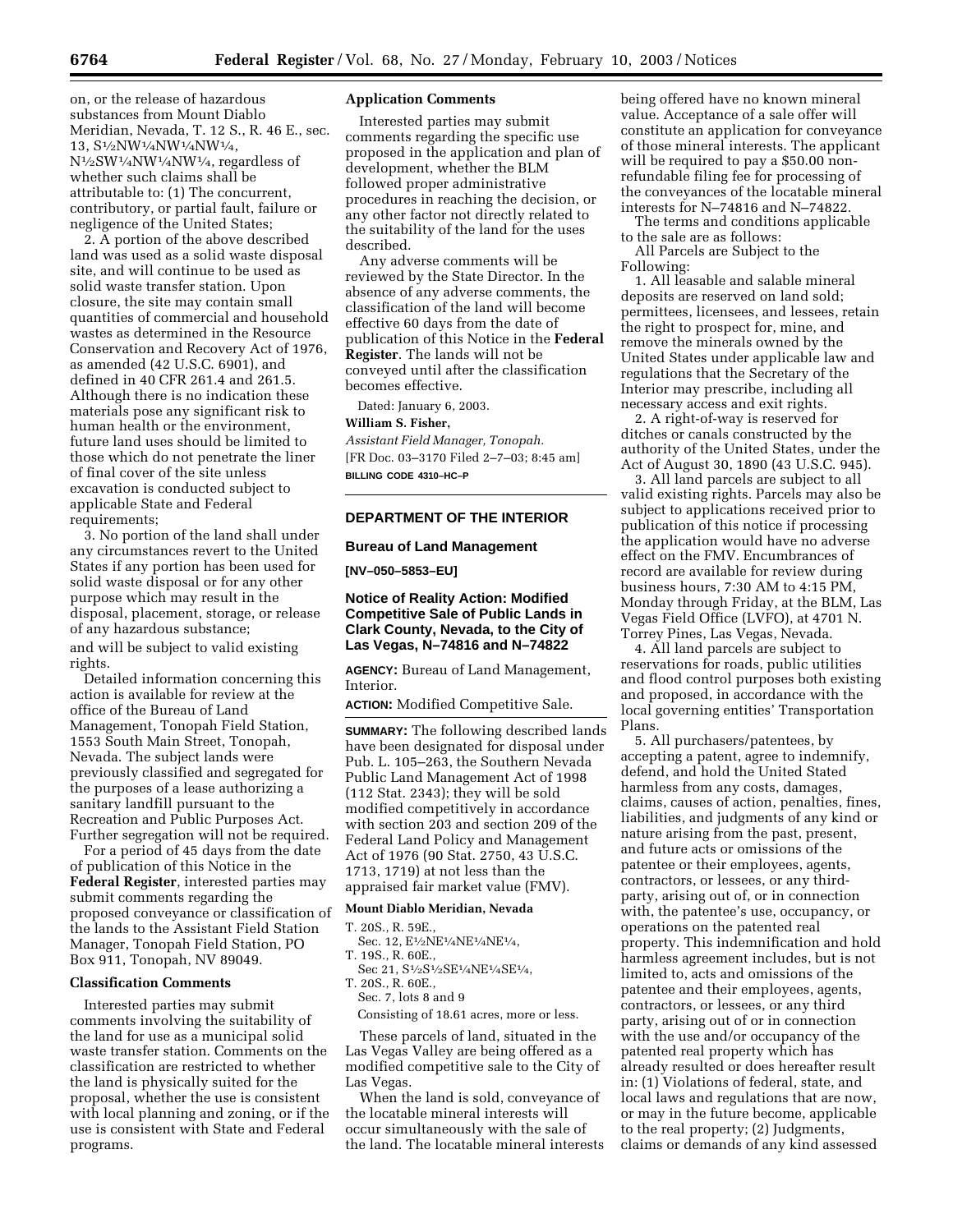on, or the release of hazardous substances from Mount Diablo Meridian, Nevada, T. 12 S., R. 46 E., sec. 13, S½NW¼NW¼NW¼, N½SW¼NW¼NW¼, regardless of whether such claims shall be attributable to: (1) The concurrent, contributory, or partial fault, failure or negligence of the United States;

2. A portion of the above described land was used as a solid waste disposal site, and will continue to be used as solid waste transfer station. Upon closure, the site may contain small quantities of commercial and household wastes as determined in the Resource Conservation and Recovery Act of 1976, as amended (42 U.S.C. 6901), and defined in 40 CFR 261.4 and 261.5. Although there is no indication these materials pose any significant risk to human health or the environment, future land uses should be limited to those which do not penetrate the liner of final cover of the site unless excavation is conducted subject to applicable State and Federal requirements;

3. No portion of the land shall under any circumstances revert to the United States if any portion has been used for solid waste disposal or for any other purpose which may result in the disposal, placement, storage, or release of any hazardous substance;

and will be subject to valid existing rights.

Detailed information concerning this action is available for review at the office of the Bureau of Land Management, Tonopah Field Station, 1553 South Main Street, Tonopah, Nevada. The subject lands were previously classified and segregated for the purposes of a lease authorizing a sanitary landfill pursuant to the Recreation and Public Purposes Act. Further segregation will not be required.

For a period of 45 days from the date of publication of this Notice in the **Federal Register**, interested parties may submit comments regarding the proposed conveyance or classification of the lands to the Assistant Field Station Manager, Tonopah Field Station, PO Box 911, Tonopah, NV 89049.

### Classification Comments

Interested parties may submit comments involving the suitability of the land for use as a municipal solid waste transfer station. Comments on the classification are restricted to whether the land is physically suited for the proposal, whether the use is consistent with local planning and zoning, or if the use is consistent with State and Federal programs.

### Application Comments

Interested parties may submit comments regarding the specific use proposed in the application and plan of development, whether the BLM followed proper administrative procedures in reaching the decision, or any other factor not directly related to the suitability of the land for the uses described.

Any adverse comments will be reviewed by the State Director. In the absence of any adverse comments, the classification of the land will become effective 60 days from the date of publication of this Notice in the **Federal Register**. The lands will not be conveyed until after the classification becomes effective.

Dated: January 6, 2003.

**William S. Fisher,**

*Assistant Field Manager, Tonopah.*

[FR Doc. 03–3170 Filed 2–7–03; 8:45 am]

**BILLING CODE 4310–HC–P**

## DEPARTMENT OF THE INTERIOR

### Bureau of Land Management

**[NV–050–5853–EU]**

### Notice of Reality Action: Modified Competitive Sale of Public Lands in Clark County, Nevada, to the City of Las Vegas, N–74816 and N–74822

**AGENCY:** Bureau of Land Management, Interior.

**ACTION:** Modified Competitive Sale.

**SUMMARY:** The following described lands have been designated for disposal under Pub. L. 105–263, the Southern Nevada Public Land Management Act of 1998 (112 Stat. 2343); they will be sold modified competitively in accordance with section 203 and section 209 of the Federal Land Policy and Management Act of 1976 (90 Stat. 2750, 43 U.S.C. 1713, 1719) at not less than the appraised fair market value (FMV).

**Mount Diablo Meridian, Nevada**

T. 20S., R. 59E.,
Sec. 12, E½NE¼NE¼NE¼,
T. 19S., R. 60E.,
Sec 21, S½S½SE¼NE¼SE¼,
T. 20S., R. 60E.,
Sec. 7, lots 8 and 9

Consisting of 18.61 acres, more or less.

These parcels of land, situated in the Las Vegas Valley are being offered as a modified competitive sale to the City of Las Vegas.

When the land is sold, conveyance of the locatable mineral interests will occur simultaneously with the sale of the land. The locatable mineral interests being offered have no known mineral value. Acceptance of a sale offer will constitute an application for conveyance of those mineral interests. The applicant will be required to pay a $50.00 non-refundable filing fee for processing of the conveyances of the locatable mineral interests for N–74816 and N–74822.

The terms and conditions applicable to the sale are as follows:

All Parcels are Subject to the Following:

1. All leasable and salable mineral deposits are reserved on land sold; permittees, licensees, and lessees, retain the right to prospect for, mine, and remove the minerals owned by the United States under applicable law and regulations that the Secretary of the Interior may prescribe, including all necessary access and exit rights.

2. A right-of-way is reserved for ditches or canals constructed by the authority of the United States, under the Act of August 30, 1890 (43 U.S.C. 945).

3. All land parcels are subject to all valid existing rights. Parcels may also be subject to applications received prior to publication of this notice if processing the application would have no adverse effect on the FMV. Encumbrances of record are available for review during business hours, 7:30 AM to 4:15 PM, Monday through Friday, at the BLM, Las Vegas Field Office (LVFO), at 4701 N. Torrey Pines, Las Vegas, Nevada.

4. All land parcels are subject to reservations for roads, public utilities and flood control purposes both existing and proposed, in accordance with the local governing entities' Transportation Plans.

5. All purchasers/patentees, by accepting a patent, agree to indemnify, defend, and hold the United Stated harmless from any costs, damages, claims, causes of action, penalties, fines, liabilities, and judgments of any kind or nature arising from the past, present, and future acts or omissions of the patentee or their employees, agents, contractors, or lessees, or any third-party, arising out of, or in connection with, the patentee's use, occupancy, or operations on the patented real property. This indemnification and hold harmless agreement includes, but is not limited to, acts and omissions of the patentee and their employees, agents, contractors, or lessees, or any third party, arising out of or in connection with the use and/or occupancy of the patented real property which has already resulted or does hereafter result in: (1) Violations of federal, state, and local laws and regulations that are now, or may in the future become, applicable to the real property; (2) Judgments, claims or demands of any kind assessed